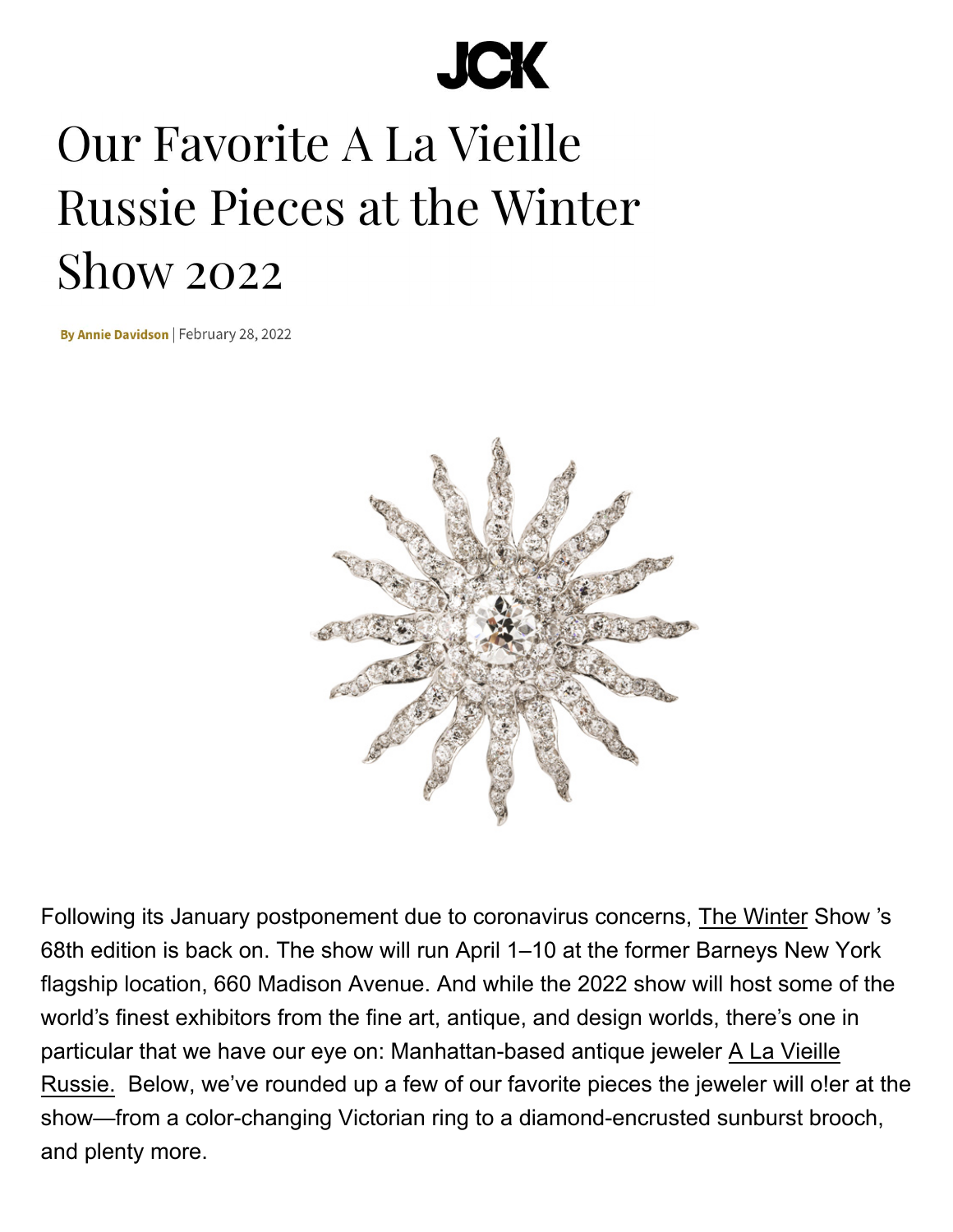JCK

# Our Favorite A La Vieille Russie Pieces at the Winter Show 2022

By Annie Davidson | February 28, 2022

Following its January postponement due to coronavirus concerns, The Winter Show 's 68th edition is back on. The show will run April 1–10 at the former Barneys New York flagship location, 660 Madison Avenue. And while the 2022 show will host some of the world's finest exhibitors from the fine art, antique, and design worlds, there's one in particular that we have our eye on: Manhattan-based antique jeweler A La Vieille Russie. Below, we've rounded up a few of our favorite pieces the jeweler will o!er at the show—from a color-changing Victorian ring to a diamond-encrusted sunburst brooch, and plenty more.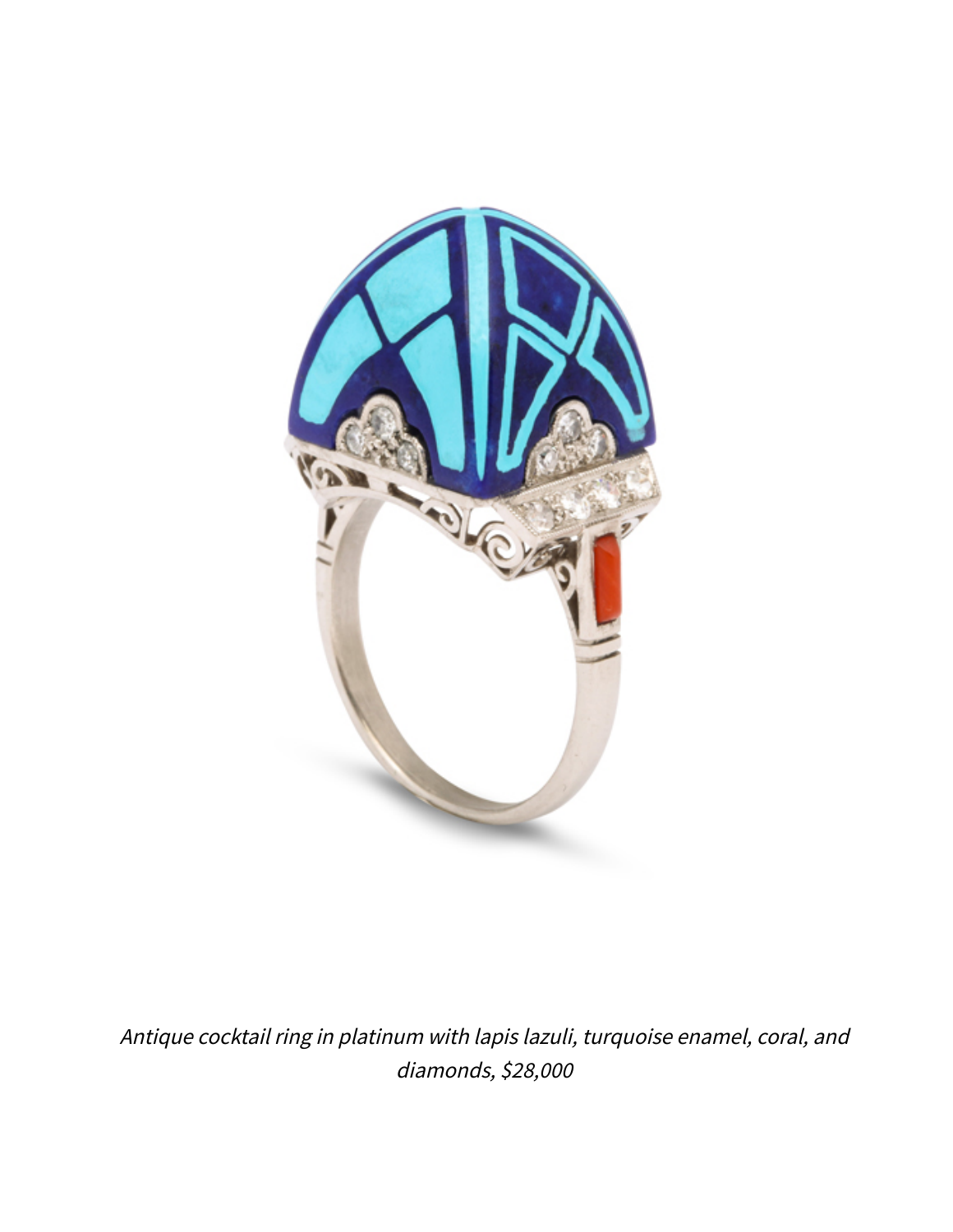*Antique cocktail ring in platinum with lapis lazuli, turquoise enamel, coral, and diamonds, $28,000*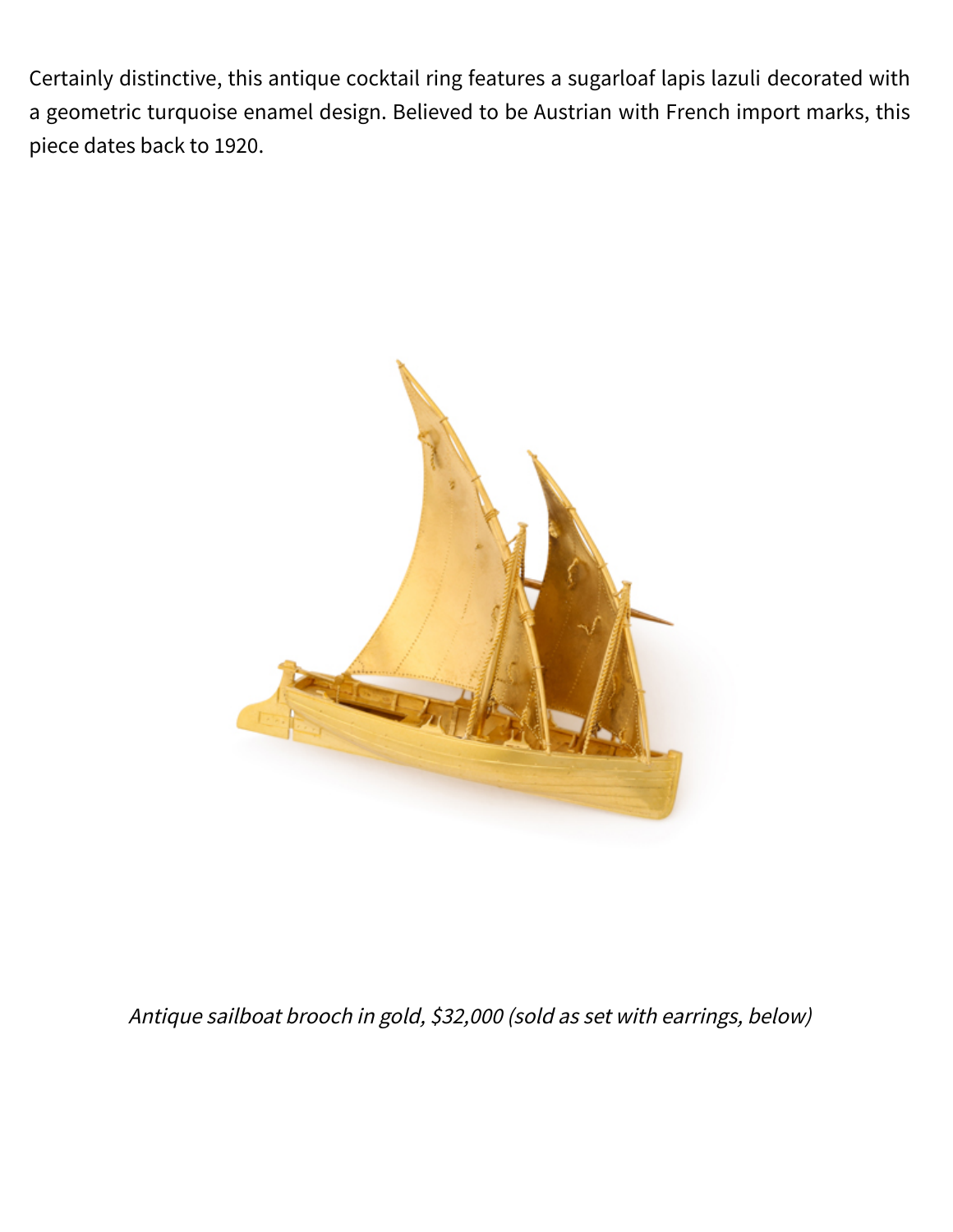Certainly distinctive, this antique cocktail ring features a sugarloaf lapis lazuli decorated with a geometric turquoise enamel design. Believed to be Austrian with French import marks, this piece dates back to 1920.

*Antique sailboat brooch in gold, $32,000 (sold as set with earrings, below)*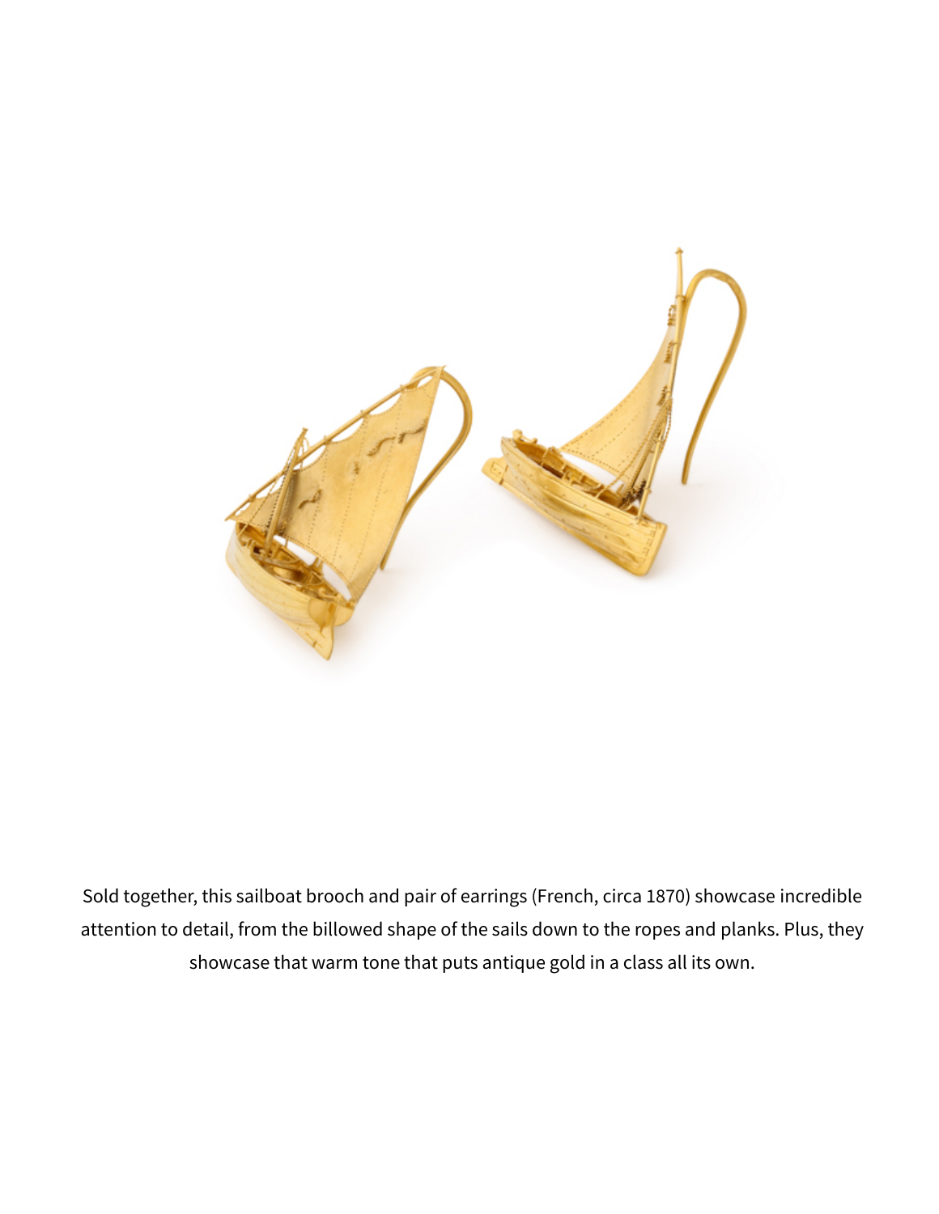Sold together, this sailboat brooch and pair of earrings (French, circa 1870) showcase incredible attention to detail, from the billowed shape of the sails down to the ropes and planks. Plus, they showcase that warm tone that puts antique gold in a class all its own.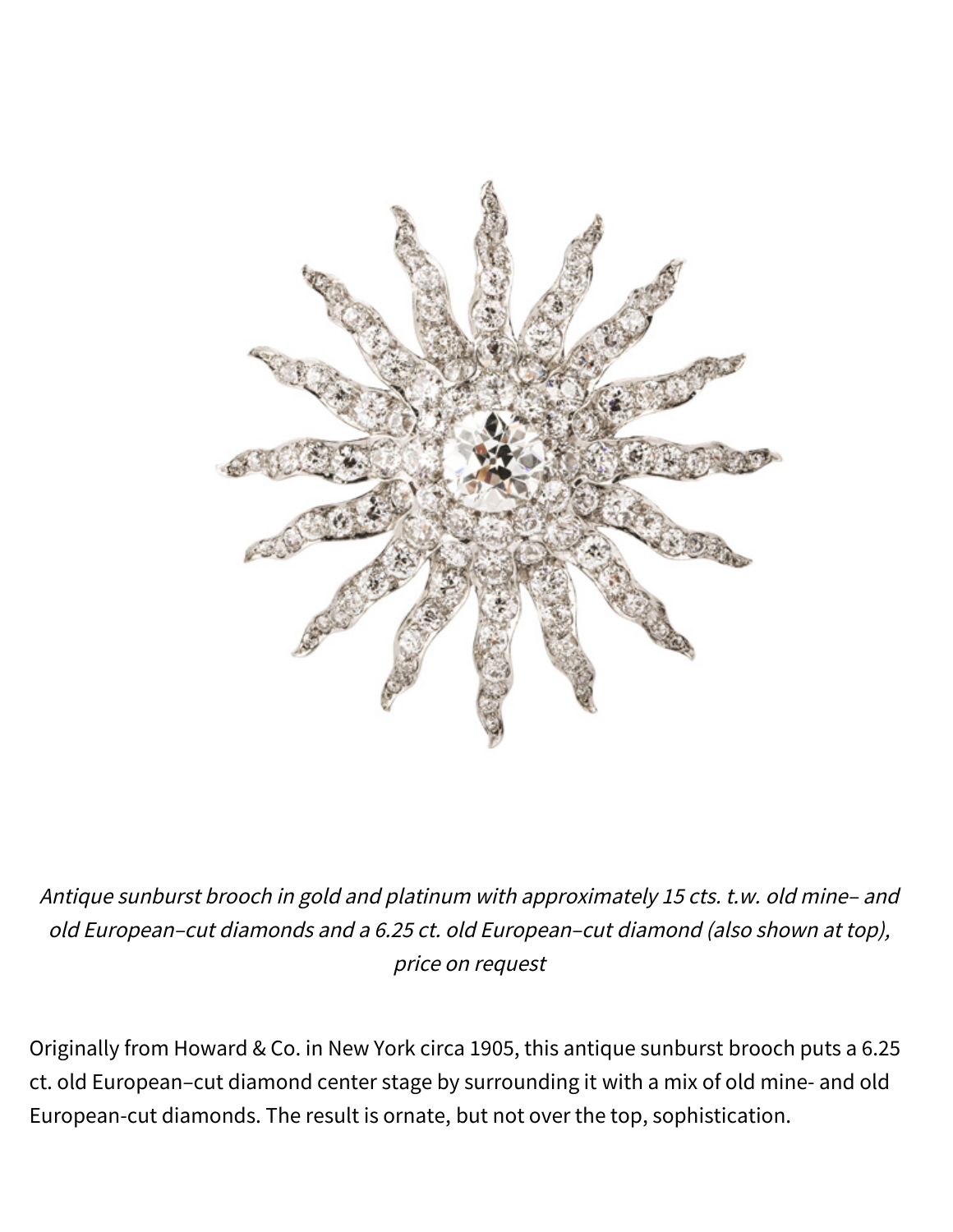*Antique sunburst brooch in gold and platinum with approximately 15 cts. t.w. old mine– and old European–cut diamonds and a 6.25 ct. old European–cut diamond (also shown at top), price on request*

Originally from Howard & Co. in New York circa 1905, this antique sunburst brooch puts a 6.25 ct. old European–cut diamond center stage by surrounding it with a mix of old mine- and old European-cut diamonds. The result is ornate, but not over the top, sophistication.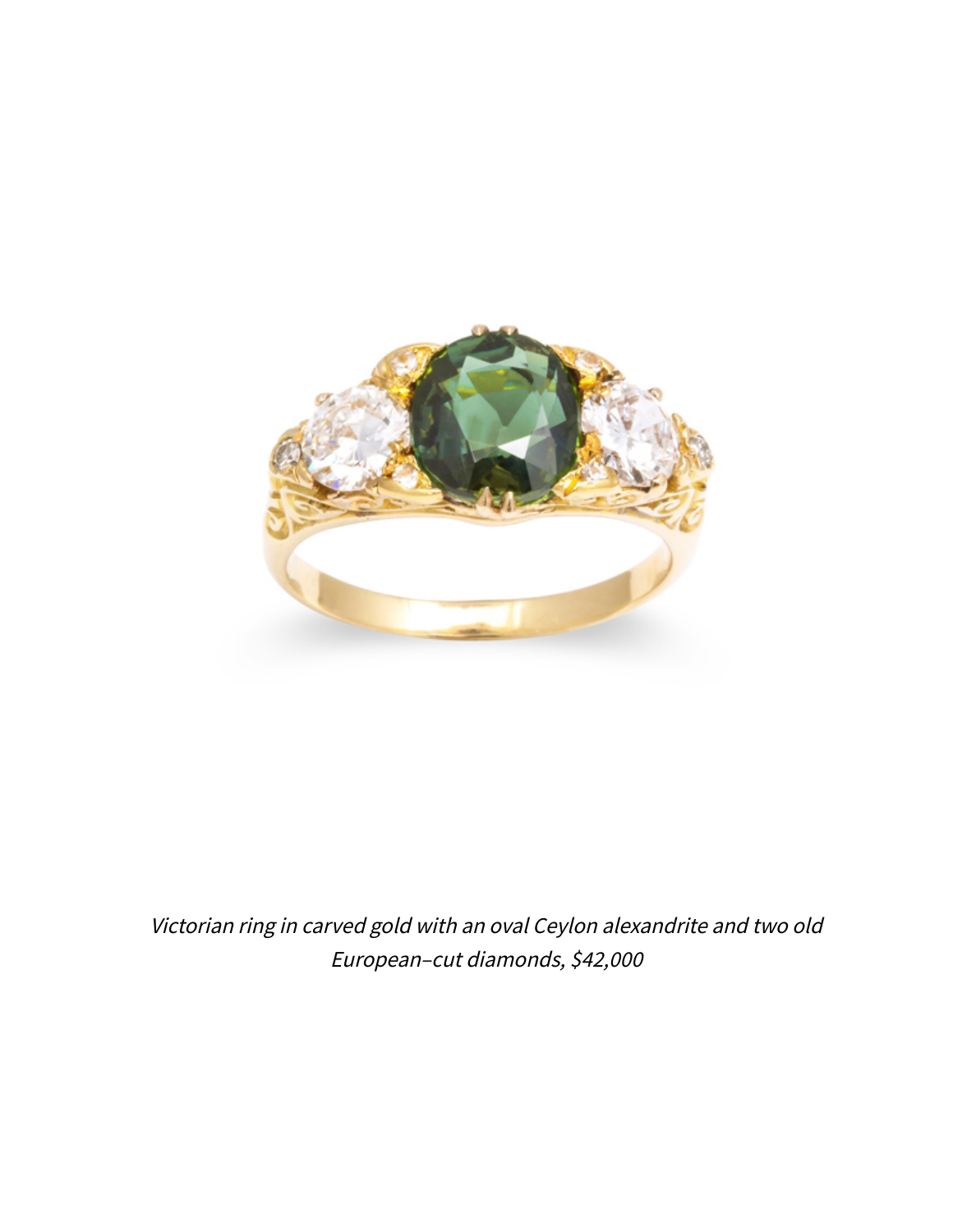*Victorian ring in carved gold with an oval Ceylon alexandrite and two old European-cut diamonds, $42,000*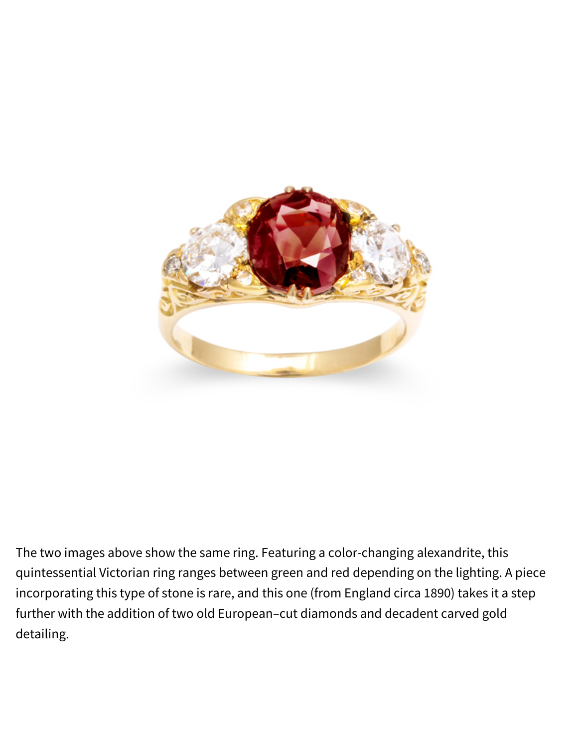The two images above show the same ring. Featuring a color-changing alexandrite, this quintessential Victorian ring ranges between green and red depending on the lighting. A piece incorporating this type of stone is rare, and this one (from England circa 1890) takes it a step further with the addition of two old European–cut diamonds and decadent carved gold detailing.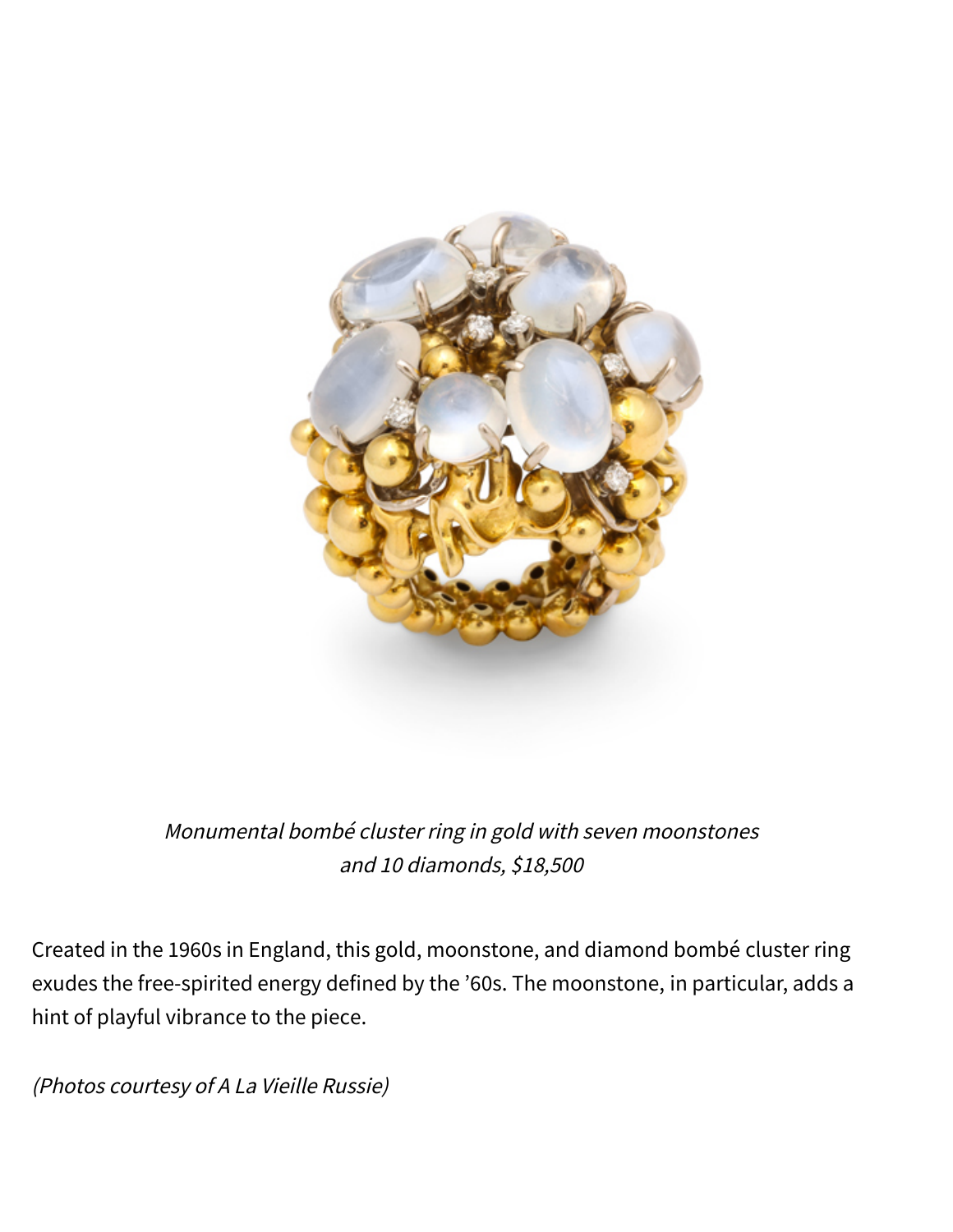*Monumental bombé cluster ring in gold with seven moonstones and 10 diamonds, $18,500*

Created in the 1960s in England, this gold, moonstone, and diamond bombé cluster ring exudes the free-spirited energy defined by the ’60s. The moonstone, in particular, adds a hint of playful vibrance to the piece.

*(Photos courtesy of A La Vieille Russie)*